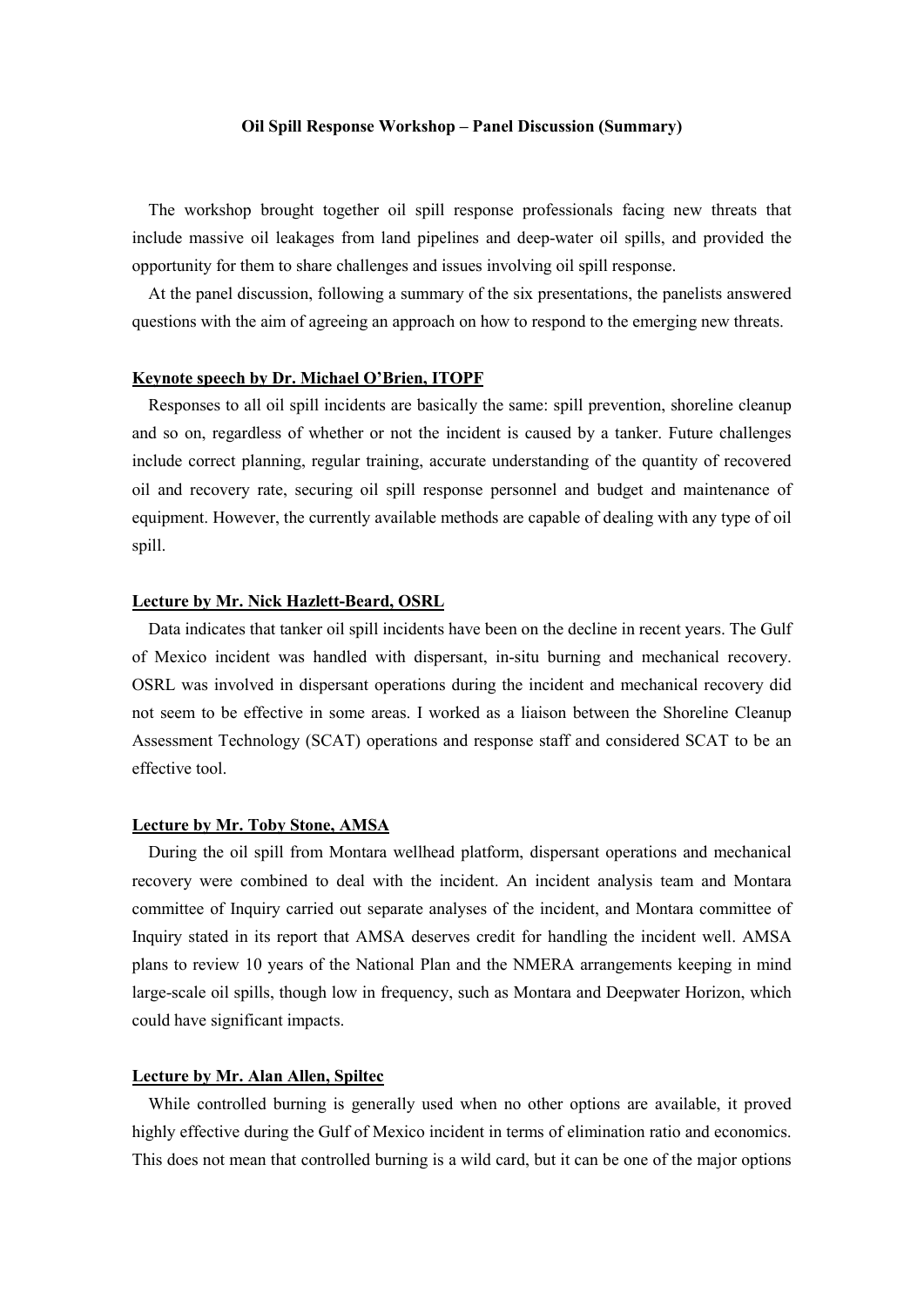**Oil Spill Response Workshop – Panel Discussion (Summary)**

The workshop brought together oil spill response professionals facing new threats that include massive oil leakages from land pipelines and deep-water oil spills, and provided the opportunity for them to share challenges and issues involving oil spill response.

At the panel discussion, following a summary of the six presentations, the panelists answered questions with the aim of agreeing an approach on how to respond to the emerging new threats.

**Keynote speech by Dr. Michael O'Brien, ITOPF**

Responses to all oil spill incidents are basically the same: spill prevention, shoreline cleanup and so on, regardless of whether or not the incident is caused by a tanker. Future challenges include correct planning, regular training, accurate understanding of the quantity of recovered oil and recovery rate, securing oil spill response personnel and budget and maintenance of equipment. However, the currently available methods are capable of dealing with any type of oil spill.

**Lecture by Mr. Nick Hazlett-Beard, OSRL**

Data indicates that tanker oil spill incidents have been on the decline in recent years. The Gulf of Mexico incident was handled with dispersant, in-situ burning and mechanical recovery. OSRL was involved in dispersant operations during the incident and mechanical recovery did not seem to be effective in some areas. I worked as a liaison between the Shoreline Cleanup Assessment Technology (SCAT) operations and response staff and considered SCAT to be an effective tool.

**Lecture by Mr. Toby Stone, AMSA**

During the oil spill from Montara wellhead platform, dispersant operations and mechanical recovery were combined to deal with the incident. An incident analysis team and Montara committee of Inquiry carried out separate analyses of the incident, and Montara committee of Inquiry stated in its report that AMSA deserves credit for handling the incident well. AMSA plans to review 10 years of the National Plan and the NMERA arrangements keeping in mind large-scale oil spills, though low in frequency, such as Montara and Deepwater Horizon, which could have significant impacts.

**Lecture by Mr. Alan Allen, Spiltec**

While controlled burning is generally used when no other options are available, it proved highly effective during the Gulf of Mexico incident in terms of elimination ratio and economics. This does not mean that controlled burning is a wild card, but it can be one of the major options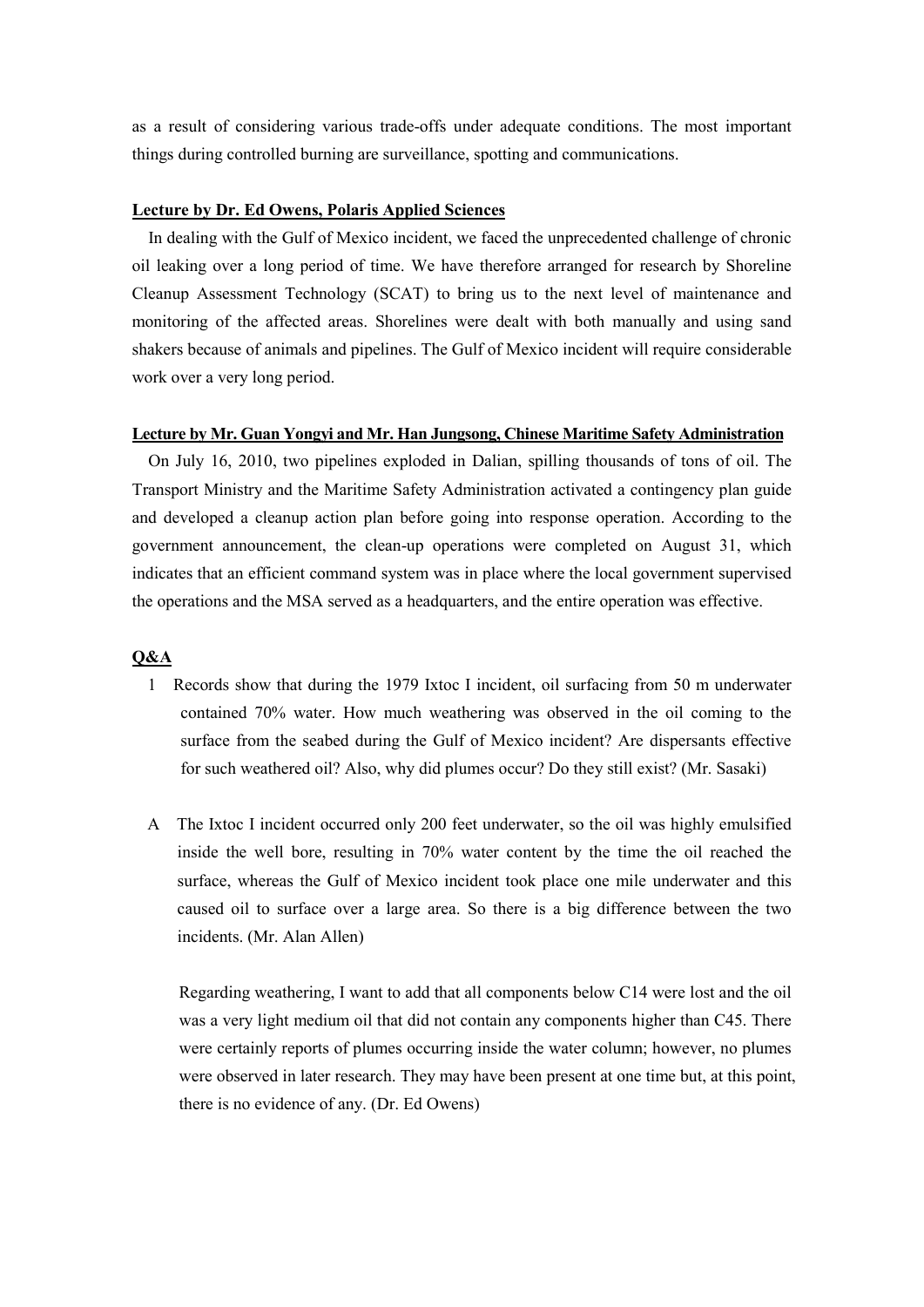as a result of considering various trade-offs under adequate conditions. The most important things during controlled burning are surveillance, spotting and communications.

**Lecture by Dr. Ed Owens, Polaris Applied Sciences**

In dealing with the Gulf of Mexico incident, we faced the unprecedented challenge of chronic oil leaking over a long period of time. We have therefore arranged for research by Shoreline Cleanup Assessment Technology (SCAT) to bring us to the next level of maintenance and monitoring of the affected areas. Shorelines were dealt with both manually and using sand shakers because of animals and pipelines. The Gulf of Mexico incident will require considerable work over a very long period.

**Lecture by Mr. Guan Yongyi and Mr. Han Jungsong, Chinese Maritime Safety Administration**

On July 16, 2010, two pipelines exploded in Dalian, spilling thousands of tons of oil. The Transport Ministry and the Maritime Safety Administration activated a contingency plan guide and developed a cleanup action plan before going into response operation. According to the government announcement, the clean-up operations were completed on August 31, which indicates that an efficient command system was in place where the local government supervised the operations and the MSA served as a headquarters, and the entire operation was effective.

**Q&A**

1 Records show that during the 1979 Ixtoc I incident, oil surfacing from 50 m underwater contained 70% water. How much weathering was observed in the oil coming to the surface from the seabed during the Gulf of Mexico incident? Are dispersants effective for such weathered oil? Also, why did plumes occur? Do they still exist? (Mr. Sasaki)

A The Ixtoc I incident occurred only 200 feet underwater, so the oil was highly emulsified inside the well bore, resulting in 70% water content by the time the oil reached the surface, whereas the Gulf of Mexico incident took place one mile underwater and this caused oil to surface over a large area. So there is a big difference between the two incidents. (Mr. Alan Allen)

Regarding weathering, I want to add that all components below C14 were lost and the oil was a very light medium oil that did not contain any components higher than C45. There were certainly reports of plumes occurring inside the water column; however, no plumes were observed in later research. They may have been present at one time but, at this point, there is no evidence of any. (Dr. Ed Owens)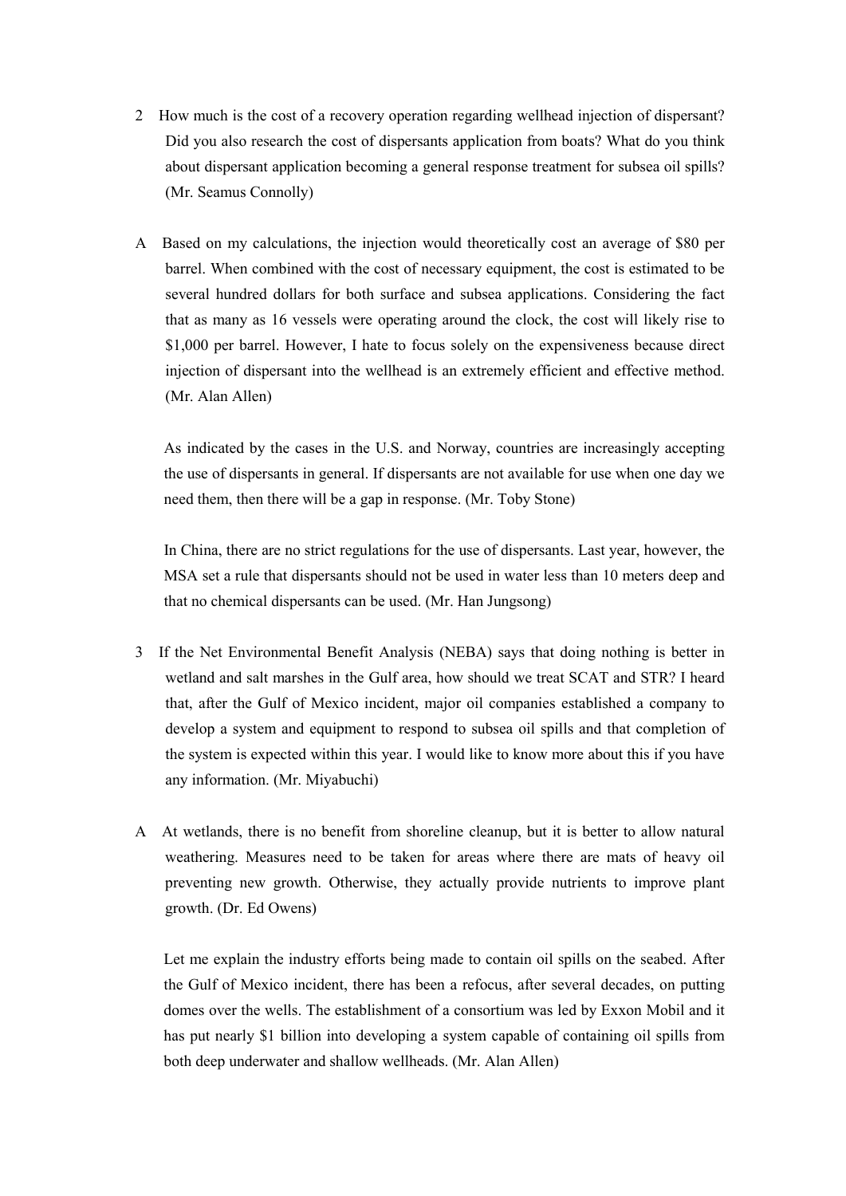2 How much is the cost of a recovery operation regarding wellhead injection of dispersant? Did you also research the cost of dispersants application from boats? What do you think about dispersant application becoming a general response treatment for subsea oil spills? (Mr. Seamus Connolly)

A Based on my calculations, the injection would theoretically cost an average of $80 per barrel. When combined with the cost of necessary equipment, the cost is estimated to be several hundred dollars for both surface and subsea applications. Considering the fact that as many as 16 vessels were operating around the clock, the cost will likely rise to $1,000 per barrel. However, I hate to focus solely on the expensiveness because direct injection of dispersant into the wellhead is an extremely efficient and effective method. (Mr. Alan Allen)

As indicated by the cases in the U.S. and Norway, countries are increasingly accepting the use of dispersants in general. If dispersants are not available for use when one day we need them, then there will be a gap in response. (Mr. Toby Stone)

In China, there are no strict regulations for the use of dispersants. Last year, however, the MSA set a rule that dispersants should not be used in water less than 10 meters deep and that no chemical dispersants can be used. (Mr. Han Jungsong)

3 If the Net Environmental Benefit Analysis (NEBA) says that doing nothing is better in wetland and salt marshes in the Gulf area, how should we treat SCAT and STR? I heard that, after the Gulf of Mexico incident, major oil companies established a company to develop a system and equipment to respond to subsea oil spills and that completion of the system is expected within this year. I would like to know more about this if you have any information. (Mr. Miyabuchi)

A At wetlands, there is no benefit from shoreline cleanup, but it is better to allow natural weathering. Measures need to be taken for areas where there are mats of heavy oil preventing new growth. Otherwise, they actually provide nutrients to improve plant growth. (Dr. Ed Owens)

Let me explain the industry efforts being made to contain oil spills on the seabed. After the Gulf of Mexico incident, there has been a refocus, after several decades, on putting domes over the wells. The establishment of a consortium was led by Exxon Mobil and it has put nearly $1 billion into developing a system capable of containing oil spills from both deep underwater and shallow wellheads. (Mr. Alan Allen)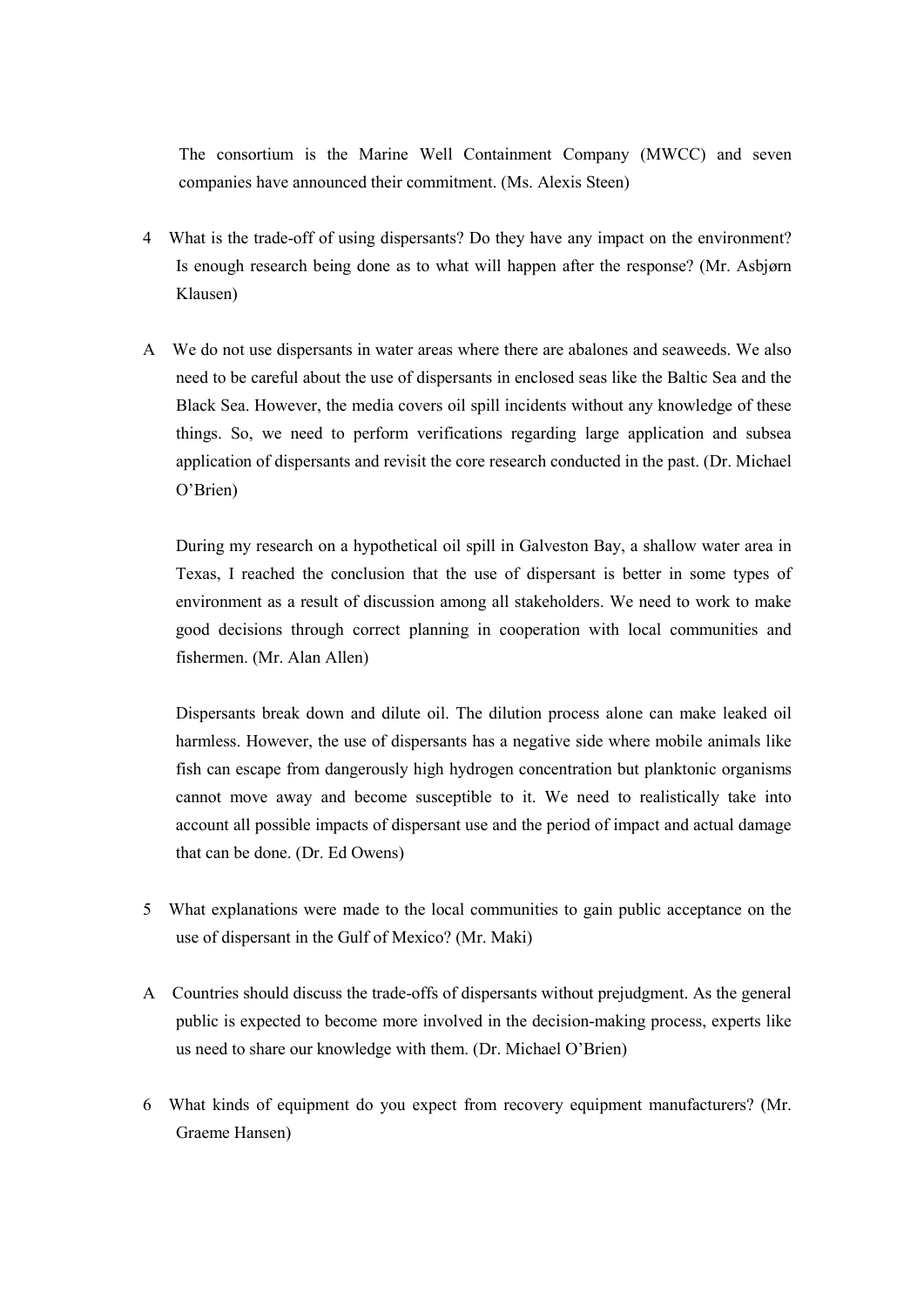The consortium is the Marine Well Containment Company (MWCC) and seven companies have announced their commitment. (Ms. Alexis Steen)

4 What is the trade-off of using dispersants? Do they have any impact on the environment? Is enough research being done as to what will happen after the response? (Mr. Asbjørn Klausen)

A We do not use dispersants in water areas where there are abalones and seaweeds. We also need to be careful about the use of dispersants in enclosed seas like the Baltic Sea and the Black Sea. However, the media covers oil spill incidents without any knowledge of these things. So, we need to perform verifications regarding large application and subsea application of dispersants and revisit the core research conducted in the past. (Dr. Michael O'Brien)

During my research on a hypothetical oil spill in Galveston Bay, a shallow water area in Texas, I reached the conclusion that the use of dispersant is better in some types of environment as a result of discussion among all stakeholders. We need to work to make good decisions through correct planning in cooperation with local communities and fishermen. (Mr. Alan Allen)

Dispersants break down and dilute oil. The dilution process alone can make leaked oil harmless. However, the use of dispersants has a negative side where mobile animals like fish can escape from dangerously high hydrogen concentration but planktonic organisms cannot move away and become susceptible to it. We need to realistically take into account all possible impacts of dispersant use and the period of impact and actual damage that can be done. (Dr. Ed Owens)

5 What explanations were made to the local communities to gain public acceptance on the use of dispersant in the Gulf of Mexico? (Mr. Maki)

A Countries should discuss the trade-offs of dispersants without prejudgment. As the general public is expected to become more involved in the decision-making process, experts like us need to share our knowledge with them. (Dr. Michael O'Brien)

6 What kinds of equipment do you expect from recovery equipment manufacturers? (Mr. Graeme Hansen)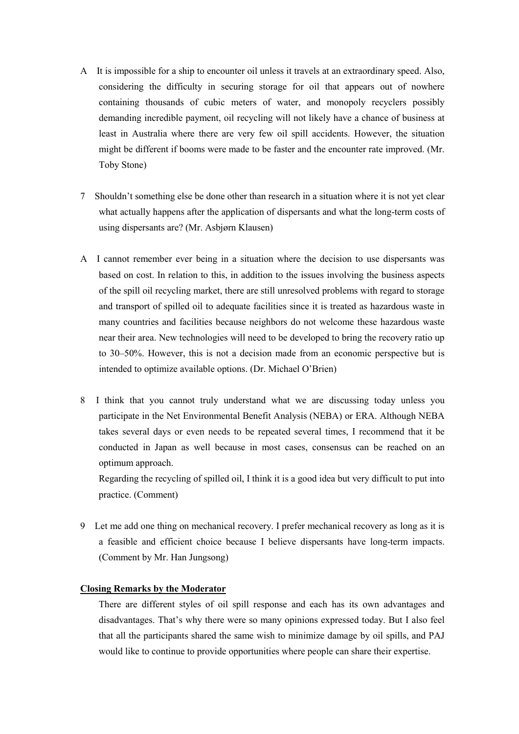A It is impossible for a ship to encounter oil unless it travels at an extraordinary speed. Also, considering the difficulty in securing storage for oil that appears out of nowhere containing thousands of cubic meters of water, and monopoly recyclers possibly demanding incredible payment, oil recycling will not likely have a chance of business at least in Australia where there are very few oil spill accidents. However, the situation might be different if booms were made to be faster and the encounter rate improved. (Mr. Toby Stone)

7 Shouldn't something else be done other than research in a situation where it is not yet clear what actually happens after the application of dispersants and what the long-term costs of using dispersants are? (Mr. Asbjørn Klausen)

A I cannot remember ever being in a situation where the decision to use dispersants was based on cost. In relation to this, in addition to the issues involving the business aspects of the spill oil recycling market, there are still unresolved problems with regard to storage and transport of spilled oil to adequate facilities since it is treated as hazardous waste in many countries and facilities because neighbors do not welcome these hazardous waste near their area. New technologies will need to be developed to bring the recovery ratio up to 30–50%. However, this is not a decision made from an economic perspective but is intended to optimize available options. (Dr. Michael O'Brien)

8 I think that you cannot truly understand what we are discussing today unless you participate in the Net Environmental Benefit Analysis (NEBA) or ERA. Although NEBA takes several days or even needs to be repeated several times, I recommend that it be conducted in Japan as well because in most cases, consensus can be reached on an optimum approach.
Regarding the recycling of spilled oil, I think it is a good idea but very difficult to put into practice. (Comment)

9 Let me add one thing on mechanical recovery. I prefer mechanical recovery as long as it is a feasible and efficient choice because I believe dispersants have long-term impacts. (Comment by Mr. Han Jungsong)

**Closing Remarks by the Moderator**

There are different styles of oil spill response and each has its own advantages and disadvantages. That's why there were so many opinions expressed today. But I also feel that all the participants shared the same wish to minimize damage by oil spills, and PAJ would like to continue to provide opportunities where people can share their expertise.